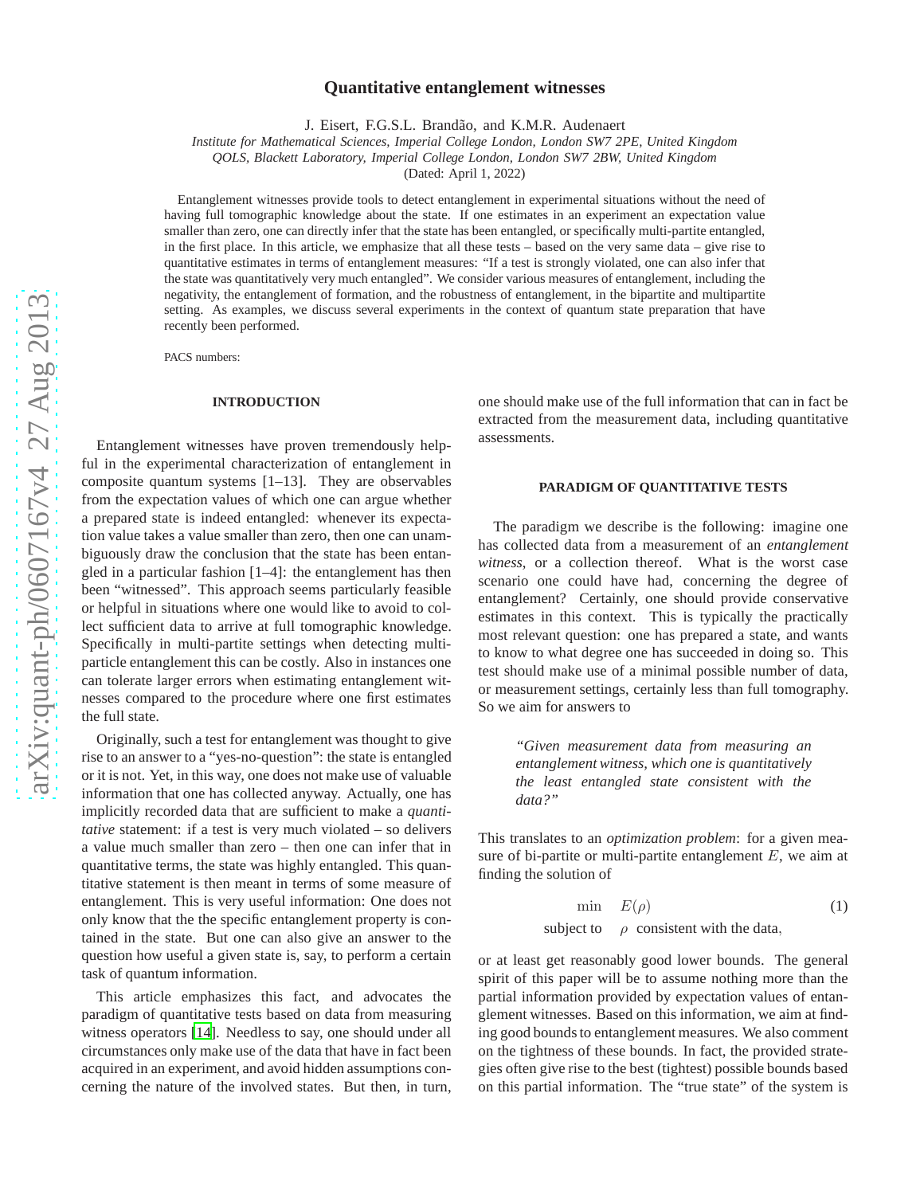# Quantitative entanglement witnesses

J. Eisert, F.G.S.L. Brandão, and K.M.R. Audenaert

*Institute for Mathematical Sciences, Imperial College London, London SW7 2PE, United Kingdom*
*QOLS, Blackett Laboratory, Imperial College London, London SW7 2BW, United Kingdom*

(Dated: April 1, 2022)

Entanglement witnesses provide tools to detect entanglement in experimental situations without the need of having full tomographic knowledge about the state. If one estimates in an experiment an expectation value smaller than zero, one can directly infer that the state has been entangled, or specifically multi-partite entangled, in the first place. In this article, we emphasize that all these tests – based on the very same data – give rise to quantitative estimates in terms of entanglement measures: "If a test is strongly violated, one can also infer that the state was quantitatively very much entangled". We consider various measures of entanglement, including the negativity, the entanglement of formation, and the robustness of entanglement, in the bipartite and multipartite setting. As examples, we discuss several experiments in the context of quantum state preparation that have recently been performed.

PACS numbers:

## INTRODUCTION

Entanglement witnesses have proven tremendously helpful in the experimental characterization of entanglement in composite quantum systems [1–13]. They are observables from the expectation values of which one can argue whether a prepared state is indeed entangled: whenever its expectation value takes a value smaller than zero, then one can unambiguously draw the conclusion that the state has been entangled in a particular fashion [1–4]: the entanglement has then been "witnessed". This approach seems particularly feasible or helpful in situations where one would like to avoid to collect sufficient data to arrive at full tomographic knowledge. Specifically in multi-partite settings when detecting multi-particle entanglement this can be costly. Also in instances one can tolerate larger errors when estimating entanglement witnesses compared to the procedure where one first estimates the full state.

Originally, such a test for entanglement was thought to give rise to an answer to a "yes-no-question": the state is entangled or it is not. Yet, in this way, one does not make use of valuable information that one has collected anyway. Actually, one has implicitly recorded data that are sufficient to make a *quantitative* statement: if a test is very much violated – so delivers a value much smaller than zero – then one can infer that in quantitative terms, the state was highly entangled. This quantitative statement is then meant in terms of some measure of entanglement. This is very useful information: One does not only know that the the specific entanglement property is contained in the state. But one can also give an answer to the question how useful a given state is, say, to perform a certain task of quantum information.

This article emphasizes this fact, and advocates the paradigm of quantitative tests based on data from measuring witness operators [14]. Needless to say, one should under all circumstances only make use of the data that have in fact been acquired in an experiment, and avoid hidden assumptions concerning the nature of the involved states. But then, in turn, one should make use of the full information that can in fact be extracted from the measurement data, including quantitative assessments.

## PARADIGM OF QUANTITATIVE TESTS

The paradigm we describe is the following: imagine one has collected data from a measurement of an *entanglement witness*, or a collection thereof. What is the worst case scenario one could have had, concerning the degree of entanglement? Certainly, one should provide conservative estimates in this context. This is typically the practically most relevant question: one has prepared a state, and wants to know to what degree one has succeeded in doing so. This test should make use of a minimal possible number of data, or measurement settings, certainly less than full tomography. So we aim for answers to

> *"Given measurement data from measuring an entanglement witness, which one is quantitatively the least entangled state consistent with the data?"*

This translates to an *optimization problem*: for a given measure of bi-partite or multi-partite entanglement $E$, we aim at finding the solution of

$$\begin{aligned} &\min \quad E(\rho) \\ &\text{subject to} \quad \rho \;\; \text{consistent with the data,} \end{aligned} \tag{1}$$

or at least get reasonably good lower bounds. The general spirit of this paper will be to assume nothing more than the partial information provided by expectation values of entanglement witnesses. Based on this information, we aim at finding good bounds to entanglement measures. We also comment on the tightness of these bounds. In fact, the provided strategies often give rise to the best (tightest) possible bounds based on this partial information. The "true state" of the system is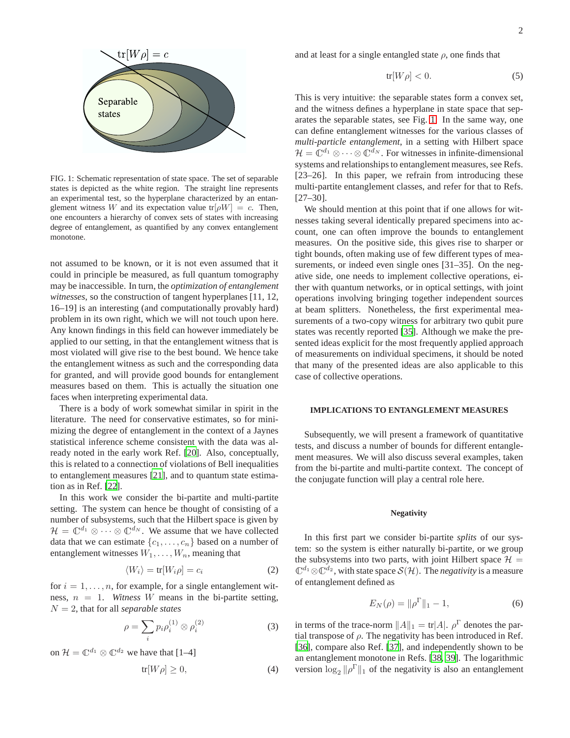FIG. 1: Schematic representation of state space. The set of separable states is depicted as the white region. The straight line represents an experimental test, so the hyperplane characterized by an entanglement witness $W$ and its expectation value $\text{tr}[\rho W] = c$. Then, one encounters a hierarchy of convex sets of states with increasing degree of entanglement, as quantified by any convex entanglement monotone.

not assumed to be known, or it is not even assumed that it could in principle be measured, as full quantum tomography may be inaccessible. In turn, the *optimization of entanglement witnesses*, so the construction of tangent hyperplanes [11, 12, 16–19] is an interesting (and computationally provably hard) problem in its own right, which we will not touch upon here. Any known findings in this field can however immediately be applied to our setting, in that the entanglement witness that is most violated will give rise to the best bound. We hence take the entanglement witness as such and the corresponding data for granted, and will provide good bounds for entanglement measures based on them. This is actually the situation one faces when interpreting experimental data.

There is a body of work somewhat similar in spirit in the literature. The need for conservative estimates, so for minimizing the degree of entanglement in the context of a Jaynes statistical inference scheme consistent with the data was already noted in the early work Ref. [20]. Also, conceptually, this is related to a connection of violations of Bell inequalities to entanglement measures [21], and to quantum state estimation as in Ref. [22].

In this work we consider the bi-partite and multi-partite setting. The system can hence be thought of consisting of a number of subsystems, such that the Hilbert space is given by $\mathcal{H} = \mathbb{C}^{d_1} \otimes \cdots \otimes \mathbb{C}^{d_N}$. We assume that we have collected data that we can estimate $\{c_1, \ldots, c_n\}$ based on a number of entanglement witnesses $W_1, \ldots, W_n$, meaning that

$$\langle W_i \rangle = \text{tr}[W_i \rho] = c_i \tag{2}$$

for $i = 1, \ldots, n$, for example, for a single entanglement witness, $n = 1$. *Witness* $W$ means in the bi-partite setting, $N = 2$, that for all *separable states*

$$\rho = \sum_i p_i \rho_i^{(1)} \otimes \rho_i^{(2)} \tag{3}$$

on $\mathcal{H} = \mathbb{C}^{d_1} \otimes \mathbb{C}^{d_2}$ we have that [1–4]

$$\text{tr}[W\rho] \geq 0, \tag{4}$$

and at least for a single entangled state $\rho$, one finds that

$$\text{tr}[W\rho] < 0. \tag{5}$$

This is very intuitive: the separable states form a convex set, and the witness defines a hyperplane in state space that separates the separable states, see Fig. 1. In the same way, one can define entanglement witnesses for the various classes of *multi-particle entanglement*, in a setting with Hilbert space $\mathcal{H} = \mathbb{C}^{d_1} \otimes \cdots \otimes \mathbb{C}^{d_N}$. For witnesses in infinite-dimensional systems and relationships to entanglement measures, see Refs. [23–26]. In this paper, we refrain from introducing these multi-partite entanglement classes, and refer for that to Refs. [27–30].

We should mention at this point that if one allows for witnesses taking several identically prepared specimens into account, one can often improve the bounds to entanglement measures. On the positive side, this gives rise to sharper or tight bounds, often making use of few different types of measurements, or indeed even single ones [31–35]. On the negative side, one needs to implement collective operations, either with quantum networks, or in optical settings, with joint operations involving bringing together independent sources at beam splitters. Nonetheless, the first experimental measurements of a two-copy witness for arbitrary two qubit pure states was recently reported [35]. Although we make the presented ideas explicit for the most frequently applied approach of measurements on individual specimens, it should be noted that many of the presented ideas are also applicable to this case of collective operations.

## IMPLICATIONS TO ENTANGLEMENT MEASURES

Subsequently, we will present a framework of quantitative tests, and discuss a number of bounds for different entanglement measures. We will also discuss several examples, taken from the bi-partite and multi-partite context. The concept of the conjugate function will play a central role here.

### Negativity

In this first part we consider bi-partite *splits* of our system: so the system is either naturally bi-partite, or we group the subsystems into two parts, with joint Hilbert space $\mathcal{H} = \mathbb{C}^{d_1} \otimes \mathbb{C}^{d_2}$, with state space $\mathcal{S}(\mathcal{H})$. The *negativity* is a measure of entanglement defined as

$$E_N(\rho) = \|\rho^\Gamma\|_1 - 1, \tag{6}$$

in terms of the trace-norm $\|A\|_1 = \text{tr}|A|$. $\rho^\Gamma$ denotes the partial transpose of $\rho$. The negativity has been introduced in Ref. [36], compare also Ref. [37], and independently shown to be an entanglement monotone in Refs. [38, 39]. The logarithmic version $\log_2 \|\rho^\Gamma\|_1$ of the negativity is also an entanglement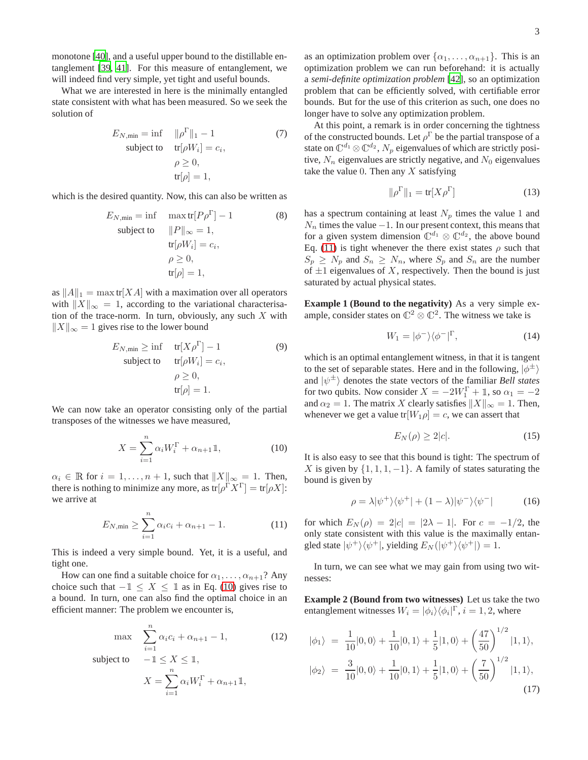monotone [40], and a useful upper bound to the distillable entanglement [39, 41]. For this measure of entanglement, we will indeed find very simple, yet tight and useful bounds.

What we are interested in here is the minimally entangled state consistent with what has been measured. So we seek the solution of

$$
\begin{aligned}
E_{N,\min} = \inf \quad & \|\rho^\Gamma\|_1 - 1 \\
\text{subject to} \quad & \mathrm{tr}[\rho W_i] = c_i, \\
& \rho \geq 0, \\
& \mathrm{tr}[\rho] = 1,
\end{aligned} \tag{7}
$$

which is the desired quantity. Now, this can also be written as

$$
\begin{aligned}
E_{N,\min} = \inf \quad & \max \mathrm{tr}[P\rho^\Gamma] - 1 \\
\text{subject to} \quad & \|P\|_\infty = 1, \\
& \mathrm{tr}[\rho W_i] = c_i, \\
& \rho \geq 0, \\
& \mathrm{tr}[\rho] = 1,
\end{aligned} \tag{8}
$$

as $\|A\|_1 = \max \mathrm{tr}[XA]$ with a maximation over all operators with $\|X\|_\infty = 1$, according to the variational characterisation of the trace-norm. In turn, obviously, any such $X$ with $\|X\|_\infty = 1$ gives rise to the lower bound

$$
\begin{aligned}
E_{N,\min} \geq \inf \quad & \mathrm{tr}[X\rho^\Gamma] - 1 \\
\text{subject to} \quad & \mathrm{tr}[\rho W_i] = c_i, \\
& \rho \geq 0, \\
& \mathrm{tr}[\rho] = 1.
\end{aligned} \tag{9}
$$

We can now take an operator consisting only of the partial transposes of the witnesses we have measured,

$$
X = \sum_{i=1}^{n} \alpha_i W_i^\Gamma + \alpha_{n+1}\mathbb{1}, \tag{10}
$$

$\alpha_i \in \mathbb{R}$ for $i = 1, \ldots, n+1$, such that $\|X\|_\infty = 1$. Then, there is nothing to minimize any more, as $\mathrm{tr}[\rho^\Gamma X^\Gamma] = \mathrm{tr}[\rho X]$: we arrive at

$$
E_{N,\min} \geq \sum_{i=1}^{n} \alpha_i c_i + \alpha_{n+1} - 1. \tag{11}
$$

This is indeed a very simple bound. Yet, it is a useful, and tight one.

How can one find a suitable choice for $\alpha_1, \ldots, \alpha_{n+1}$? Any choice such that $-\mathbb{1} \leq X \leq \mathbb{1}$ as in Eq. (10) gives rise to a bound. In turn, one can also find the optimal choice in an efficient manner: The problem we encounter is,

$$
\begin{aligned}
\max \quad & \sum_{i=1}^{n} \alpha_i c_i + \alpha_{n+1} - 1, \\
\text{subject to} \quad & -\mathbb{1} \leq X \leq \mathbb{1}, \\
& X = \sum_{i=1}^{n} \alpha_i W_i^\Gamma + \alpha_{n+1}\mathbb{1},
\end{aligned} \tag{12}
$$

as an optimization problem over $\{\alpha_1, \ldots, \alpha_{n+1}\}$. This is an optimization problem we can run beforehand: it is actually a *semi-definite optimization problem* [42], so an optimization problem that can be efficiently solved, with certifiable error bounds. But for the use of this criterion as such, one does no longer have to solve any optimization problem.

At this point, a remark is in order concerning the tightness of the constructed bounds. Let $\rho^\Gamma$ be the partial transpose of a state on $\mathbb{C}^{d_1} \otimes \mathbb{C}^{d_2}$, $N_p$ eigenvalues of which are strictly positive, $N_n$ eigenvalues are strictly negative, and $N_0$ eigenvalues take the value 0. Then any $X$ satisfying

$$
\|\rho^\Gamma\|_1 = \mathrm{tr}[X\rho^\Gamma] \tag{13}
$$

has a spectrum containing at least $N_p$ times the value 1 and $N_n$ times the value $-1$. In our present context, this means that for a given system dimension $\mathbb{C}^{d_1} \otimes \mathbb{C}^{d_2}$, the above bound Eq. (11) is tight whenever the there exist states $\rho$ such that $S_p \geq N_p$ and $S_n \geq N_n$, where $S_p$ and $S_n$ are the number of $\pm 1$ eigenvalues of $X$, respectively. Then the bound is just saturated by actual physical states.

**Example 1 (Bound to the negativity)** As a very simple example, consider states on $\mathbb{C}^2 \otimes \mathbb{C}^2$. The witness we take is

$$
W_1 = |\phi^-\rangle\langle\phi^-|^\Gamma, \tag{14}
$$

which is an optimal entanglement witness, in that it is tangent to the set of separable states. Here and in the following, $|\phi^\pm\rangle$ and $|\psi^\pm\rangle$ denotes the state vectors of the familiar *Bell states* for two qubits. Now consider $X = -2W_1^\Gamma + \mathbb{1}$, so $\alpha_1 = -2$ and $\alpha_2 = 1$. The matrix $X$ clearly satisfies $\|X\|_\infty = 1$. Then, whenever we get a value $\mathrm{tr}[W_1\rho] = c$, we can assert that

$$
E_N(\rho) \geq 2|c|. \tag{15}
$$

It is also easy to see that this bound is tight: The spectrum of $X$ is given by $\{1, 1, 1, -1\}$. A family of states saturating the bound is given by

$$
\rho = \lambda|\psi^+\rangle\langle\psi^+| + (1-\lambda)|\psi^-\rangle\langle\psi^-| \tag{16}
$$

for which $E_N(\rho) = 2|c| = |2\lambda - 1|$. For $c = -1/2$, the only state consistent with this value is the maximally entangled state $|\psi^+\rangle\langle\psi^+|$, yielding $E_N(|\psi^+\rangle\langle\psi^+|) = 1$.

In turn, we can see what we may gain from using two witnesses:

**Example 2 (Bound from two witnesses)** Let us take the two entanglement witnesses $W_i = |\phi_i\rangle\langle\phi_i|^\Gamma$, $i = 1, 2$, where

$$
\begin{aligned}
|\phi_1\rangle &= \frac{1}{10}|0,0\rangle + \frac{1}{10}|0,1\rangle + \frac{1}{5}|1,0\rangle + \left(\frac{47}{50}\right)^{1/2}|1,1\rangle, \\
|\phi_2\rangle &= \frac{3}{10}|0,0\rangle + \frac{1}{10}|0,1\rangle + \frac{1}{5}|1,0\rangle + \left(\frac{7}{50}\right)^{1/2}|1,1\rangle,
\end{aligned} \tag{17}
$$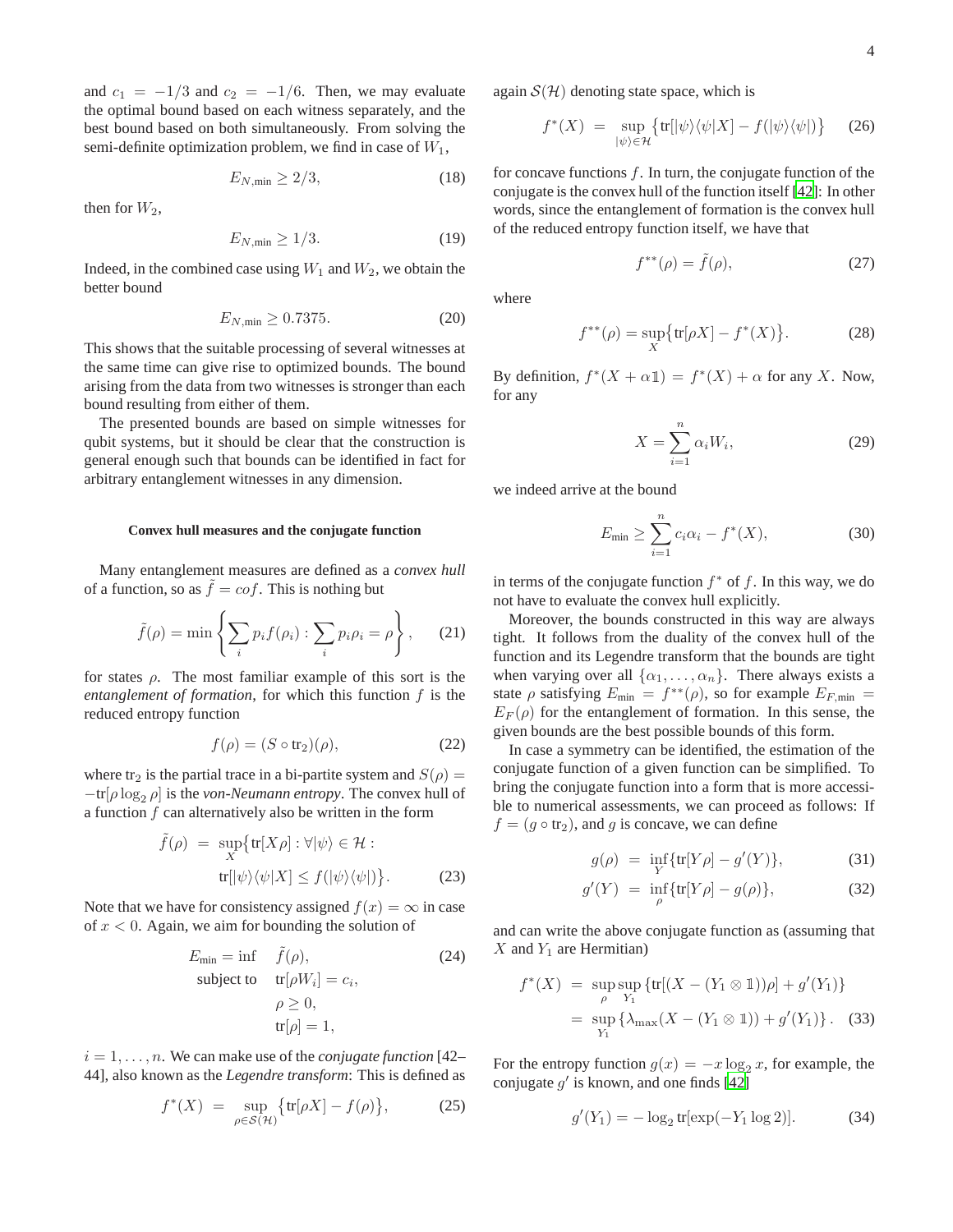and $c_1 = -1/3$ and $c_2 = -1/6$. Then, we may evaluate the optimal bound based on each witness separately, and the best bound based on both simultaneously. From solving the semi-definite optimization problem, we find in case of $W_1$,

$$E_{N,\min} \geq 2/3, \tag{18}$$

then for $W_2$,

$$E_{N,\min} \geq 1/3. \tag{19}$$

Indeed, in the combined case using $W_1$ and $W_2$, we obtain the better bound

$$E_{N,\min} \geq 0.7375. \tag{20}$$

This shows that the suitable processing of several witnesses at the same time can give rise to optimized bounds. The bound arising from the data from two witnesses is stronger than each bound resulting from either of them.

The presented bounds are based on simple witnesses for qubit systems, but it should be clear that the construction is general enough such that bounds can be identified in fact for arbitrary entanglement witnesses in any dimension.

#### Convex hull measures and the conjugate function

Many entanglement measures are defined as a *convex hull* of a function, so as $\tilde{f} = cof$. This is nothing but

$$\tilde{f}(\rho) = \min\left\{\sum_i p_i f(\rho_i) : \sum_i p_i \rho_i = \rho\right\}, \tag{21}$$

for states $\rho$. The most familiar example of this sort is the *entanglement of formation*, for which this function $f$ is the reduced entropy function

$$f(\rho) = (S \circ \text{tr}_2)(\rho), \tag{22}$$

where $\text{tr}_2$ is the partial trace in a bi-partite system and $S(\rho) = -\text{tr}[\rho \log_2 \rho]$ is the *von-Neumann entropy*. The convex hull of a function $f$ can alternatively also be written in the form

$$\begin{aligned}\tilde{f}(\rho) \;=\; & \sup_X \big\{ \text{tr}[X\rho] : \forall |\psi\rangle \in \mathcal{H} : \\ & \text{tr}[|\psi\rangle\langle\psi|X] \leq f(|\psi\rangle\langle\psi|) \big\}. \end{aligned} \tag{23}$$

Note that we have for consistency assigned $f(x) = \infty$ in case of $x < 0$. Again, we aim for bounding the solution of

$$\begin{aligned} E_{\min} = \inf \quad & \tilde{f}(\rho), \\ \text{subject to} \quad & \text{tr}[\rho W_i] = c_i, \\ & \rho \geq 0, \\ & \text{tr}[\rho] = 1, \end{aligned} \tag{24}$$

$i = 1, \ldots, n$. We can make use of the *conjugate function* [42–44], also known as the *Legendre transform*: This is defined as

$$f^*(X) \;=\; \sup_{\rho \in \mathcal{S}(\mathcal{H})} \big\{ \text{tr}[\rho X] - f(\rho) \big\}, \tag{25}$$

again $\mathcal{S}(\mathcal{H})$ denoting state space, which is

$$f^*(X) \;=\; \sup_{|\psi\rangle \in \mathcal{H}} \big\{ \text{tr}[|\psi\rangle\langle\psi|X] - f(|\psi\rangle\langle\psi|) \big\} \tag{26}$$

for concave functions $f$. In turn, the conjugate function of the conjugate is the convex hull of the function itself [42]: In other words, since the entanglement of formation is the convex hull of the reduced entropy function itself, we have that

$$f^{**}(\rho) = \tilde{f}(\rho), \tag{27}$$

where

$$f^{**}(\rho) = \sup_X \big\{ \text{tr}[\rho X] - f^*(X) \big\}. \tag{28}$$

By definition, $f^*(X + \alpha \mathbb{1}) = f^*(X) + \alpha$ for any $X$. Now, for any

$$X = \sum_{i=1}^{n} \alpha_i W_i, \tag{29}$$

we indeed arrive at the bound

$$E_{\min} \geq \sum_{i=1}^{n} c_i \alpha_i - f^*(X), \tag{30}$$

in terms of the conjugate function $f^*$ of $f$. In this way, we do not have to evaluate the convex hull explicitly.

Moreover, the bounds constructed in this way are always tight. It follows from the duality of the convex hull of the function and its Legendre transform that the bounds are tight when varying over all $\{\alpha_1, \ldots, \alpha_n\}$. There always exists a state $\rho$ satisfying $E_{\min} = f^{**}(\rho)$, so for example $E_{F,\min} = E_F(\rho)$ for the entanglement of formation. In this sense, the given bounds are the best possible bounds of this form.

In case a symmetry can be identified, the estimation of the conjugate function of a given function can be simplified. To bring the conjugate function into a form that is more accessible to numerical assessments, we can proceed as follows: If $f = (g \circ \text{tr}_2)$, and $g$ is concave, we can define

$$g(\rho) \;=\; \inf_Y \{ \text{tr}[Y\rho] - g'(Y) \}, \tag{31}$$

$$g'(Y) \;=\; \inf_\rho \{ \text{tr}[Y\rho] - g(\rho) \}, \tag{32}$$

and can write the above conjugate function as (assuming that $X$ and $Y_1$ are Hermitian)

$$\begin{aligned} f^*(X) \;&=\; \sup_\rho \sup_{Y_1} \{ \text{tr}[(X - (Y_1 \otimes \mathbb{1}))\rho] + g'(Y_1) \} \\ &=\; \sup_{Y_1} \{ \lambda_{\max}(X - (Y_1 \otimes \mathbb{1})) + g'(Y_1) \}. \end{aligned} \tag{33}$$

For the entropy function $g(x) = -x \log_2 x$, for example, the conjugate $g'$ is known, and one finds [42]

$$g'(Y_1) = -\log_2 \text{tr}[\exp(-Y_1 \log 2)]. \tag{34}$$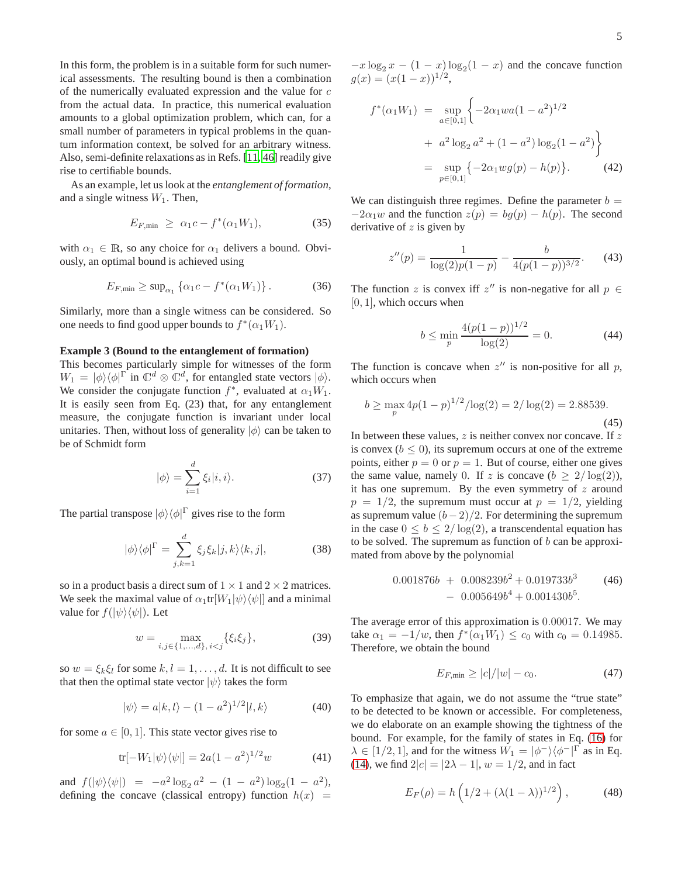In this form, the problem is in a suitable form for such numerical assessments. The resulting bound is then a combination of the numerically evaluated expression and the value for $c$ from the actual data. In practice, this numerical evaluation amounts to a global optimization problem, which can, for a small number of parameters in typical problems in the quantum information context, be solved for an arbitrary witness. Also, semi-definite relaxations as in Refs. [11, 46] readily give rise to certifiable bounds.

As an example, let us look at the *entanglement of formation*, and a single witness $W_1$. Then,

$$E_{F,\min} \geq \alpha_1 c - f^*(\alpha_1 W_1), \tag{35}$$

with $\alpha_1 \in \mathbb{R}$, so any choice for $\alpha_1$ delivers a bound. Obviously, an optimal bound is achieved using

$$E_{F,\min} \geq \sup_{\alpha_1} \{\alpha_1 c - f^*(\alpha_1 W_1)\}. \tag{36}$$

Similarly, more than a single witness can be considered. So one needs to find good upper bounds to $f^*(\alpha_1 W_1)$.

**Example 3 (Bound to the entanglement of formation)** This becomes particularly simple for witnesses of the form $W_1 = |\phi\rangle\langle\phi|^\Gamma$ in $\mathbb{C}^d \otimes \mathbb{C}^d$, for entangled state vectors $|\phi\rangle$. We consider the conjugate function $f^*$, evaluated at $\alpha_1 W_1$. It is easily seen from Eq. (23) that, for any entanglement measure, the conjugate function is invariant under local unitaries. Then, without loss of generality $|\phi\rangle$ can be taken to be of Schmidt form

$$|\phi\rangle = \sum_{i=1}^{d} \xi_i |i,i\rangle. \tag{37}$$

The partial transpose $|\phi\rangle\langle\phi|^\Gamma$ gives rise to the form

$$|\phi\rangle\langle\phi|^\Gamma = \sum_{j,k=1}^{d} \xi_j \xi_k |j,k\rangle\langle k,j|, \tag{38}$$

so in a product basis a direct sum of $1\times 1$ and $2\times 2$ matrices. We seek the maximal value of $\alpha_1 \mathrm{tr}[W_1|\psi\rangle\langle\psi|]$ and a minimal value for $f(|\psi\rangle\langle\psi|)$. Let

$$w = \max_{i,j\in\{1,\ldots,d\},\, i<j} \{\xi_i \xi_j\}, \tag{39}$$

so $w = \xi_k \xi_l$ for some $k,l = 1,\ldots,d$. It is not difficult to see that then the optimal state vector $|\psi\rangle$ takes the form

$$|\psi\rangle = a|k,l\rangle - (1-a^2)^{1/2}|l,k\rangle \tag{40}$$

for some $a \in [0,1]$. This state vector gives rise to

$$\mathrm{tr}[-W_1|\psi\rangle\langle\psi|] = 2a(1-a^2)^{1/2} w \tag{41}$$

and $f(|\psi\rangle\langle\psi|) = -a^2 \log_2 a^2 - (1-a^2)\log_2(1-a^2)$, defining the concave (classical entropy) function $h(x) = -x\log_2 x - (1-x)\log_2(1-x)$ and the concave function $g(x) = (x(1-x))^{1/2}$,

$$\begin{aligned}
f^*(\alpha_1 W_1) &= \sup_{a\in[0,1]} \Big\{ -2\alpha_1 w a(1-a^2)^{1/2} \\
&\quad + a^2 \log_2 a^2 + (1-a^2)\log_2(1-a^2) \Big\} \\
&= \sup_{p\in[0,1]} \{-2\alpha_1 w g(p) - h(p)\}.
\end{aligned} \tag{42}$$

We can distinguish three regimes. Define the parameter $b = -2\alpha_1 w$ and the function $z(p) = bg(p) - h(p)$. The second derivative of $z$ is given by

$$z''(p) = \frac{1}{\log(2)p(1-p)} - \frac{b}{4(p(1-p))^{3/2}}. \tag{43}$$

The function $z$ is convex iff $z''$ is non-negative for all $p \in [0,1]$, which occurs when

$$b \leq \min_p \frac{4(p(1-p))^{1/2}}{\log(2)} = 0. \tag{44}$$

The function is concave when $z''$ is non-positive for all $p$, which occurs when

$$b \geq \max_p 4p(1-p)^{1/2}/\log(2) = 2/\log(2) = 2.88539. \tag{45}$$

In between these values, $z$ is neither convex nor concave. If $z$ is convex ($b \leq 0$), its supremum occurs at one of the extreme points, either $p=0$ or $p=1$. But of course, either one gives the same value, namely 0. If $z$ is concave ($b \geq 2/\log(2)$), it has one supremum. By the even symmetry of $z$ around $p = 1/2$, the supremum must occur at $p = 1/2$, yielding as supremum value $(b-2)/2$. For determining the supremum in the case $0 \leq b \leq 2/\log(2)$, a transcendental equation has to be solved. The supremum as function of $b$ can be approximated from above by the polynomial

$$\begin{aligned}
0.001876b &+ 0.008239b^2 + 0.019733b^3 \\
&- 0.005649b^4 + 0.001430b^5.
\end{aligned} \tag{46}$$

The average error of this approximation is $0.00017$. We may take $\alpha_1 = -1/w$, then $f^*(\alpha_1 W_1) \leq c_0$ with $c_0 = 0.14985$. Therefore, we obtain the bound

$$E_{F,\min} \geq |c|/|w| - c_0. \tag{47}$$

To emphasize that again, we do not assume the "true state" to be detected to be known or accessible. For completeness, we do elaborate on an example showing the tightness of the bound. For example, for the family of states in Eq. (16) for $\lambda \in [1/2, 1]$, and for the witness $W_1 = |\phi^-\rangle\langle\phi^-|^\Gamma$ as in Eq. (14), we find $2|c| = |2\lambda - 1|$, $w = 1/2$, and in fact

$$E_F(\rho) = h\left(1/2 + (\lambda(1-\lambda))^{1/2}\right), \tag{48}$$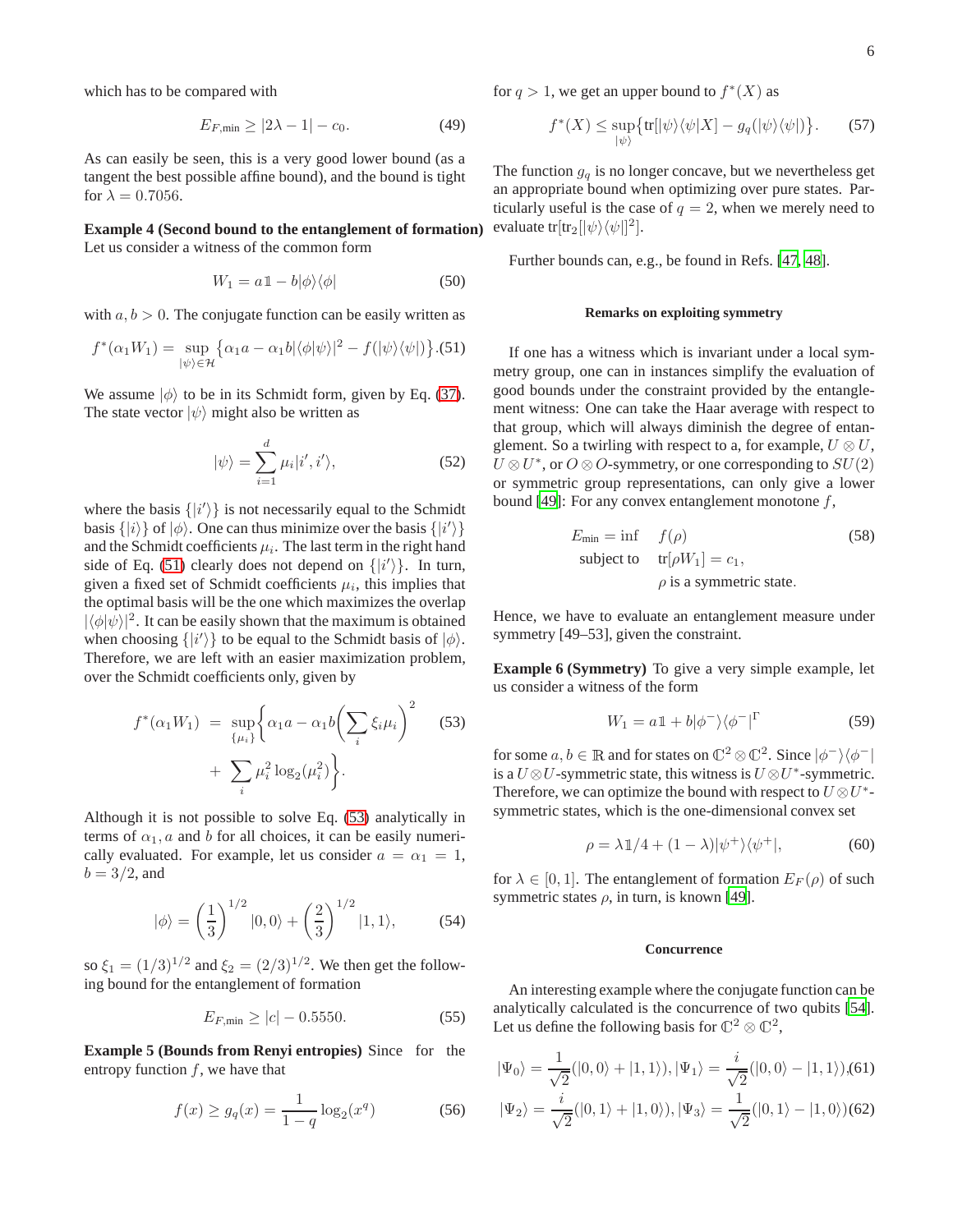which has to be compared with

$$E_{F,\min} \geq |2\lambda - 1| - c_0. \tag{49}$$

As can easily be seen, this is a very good lower bound (as a tangent the best possible affine bound), and the bound is tight for $\lambda = 0.7056$.

**Example 4 (Second bound to the entanglement of formation)** Let us consider a witness of the common form

$$W_1 = a\mathbb{1} - b|\phi\rangle\langle\phi| \tag{50}$$

with $a, b > 0$. The conjugate function can be easily written as

$$f^*(\alpha_1 W_1) = \sup_{|\psi\rangle\in\mathcal{H}} \left\{ \alpha_1 a - \alpha_1 b |\langle\phi|\psi\rangle|^2 - f(|\psi\rangle\langle\psi|) \right\}. \tag{51}$$

We assume $|\phi\rangle$ to be in its Schmidt form, given by Eq. (37). The state vector $|\psi\rangle$ might also be written as

$$|\psi\rangle = \sum_{i=1}^{d} \mu_i |i', i'\rangle, \tag{52}$$

where the basis $\{|i'\rangle\}$ is not necessarily equal to the Schmidt basis $\{|i\rangle\}$ of $|\phi\rangle$. One can thus minimize over the basis $\{|i'\rangle\}$ and the Schmidt coefficients $\mu_i$. The last term in the right hand side of Eq. (51) clearly does not depend on $\{|i'\rangle\}$. In turn, given a fixed set of Schmidt coefficients $\mu_i$, this implies that the optimal basis will be the one which maximizes the overlap $|\langle\phi|\psi\rangle|^2$. It can be easily shown that the maximum is obtained when choosing $\{|i'\rangle\}$ to be equal to the Schmidt basis of $|\phi\rangle$. Therefore, we are left with an easier maximization problem, over the Schmidt coefficients only, given by

$$f^*(\alpha_1 W_1) = \sup_{\{\mu_i\}} \left\{ \alpha_1 a - \alpha_1 b \left( \sum_i \xi_i \mu_i \right)^2 + \sum_i \mu_i^2 \log_2(\mu_i^2) \right\}. \tag{53}$$

Although it is not possible to solve Eq. (53) analytically in terms of $\alpha_1, a$ and $b$ for all choices, it can be easily numerically evaluated. For example, let us consider $a = \alpha_1 = 1$, $b = 3/2$, and

$$|\phi\rangle = \left(\frac{1}{3}\right)^{1/2} |0,0\rangle + \left(\frac{2}{3}\right)^{1/2} |1,1\rangle, \tag{54}$$

so $\xi_1 = (1/3)^{1/2}$ and $\xi_2 = (2/3)^{1/2}$. We then get the following bound for the entanglement of formation

$$E_{F,\min} \geq |c| - 0.5550. \tag{55}$$

**Example 5 (Bounds from Renyi entropies)** Since for the entropy function $f$, we have that

$$f(x) \geq g_q(x) = \frac{1}{1-q} \log_2(x^q) \tag{56}$$

for $q > 1$, we get an upper bound to $f^*(X)$ as

$$f^*(X) \leq \sup_{|\psi\rangle} \left\{ \mathrm{tr}[|\psi\rangle\langle\psi| X] - g_q(|\psi\rangle\langle\psi|) \right\}. \tag{57}$$

The function $g_q$ is no longer concave, but we nevertheless get an appropriate bound when optimizing over pure states. Particularly useful is the case of $q = 2$, when we merely need to evaluate $\mathrm{tr}[\mathrm{tr}_2[|\psi\rangle\langle\psi|]^2]$.

Further bounds can, e.g., be found in Refs. [47, 48].

### Remarks on exploiting symmetry

If one has a witness which is invariant under a local symmetry group, one can in instances simplify the evaluation of good bounds under the constraint provided by the entanglement witness: One can take the Haar average with respect to that group, which will always diminish the degree of entanglement. So a twirling with respect to a, for example, $U \otimes U$, $U \otimes U^*$, or $O \otimes O$-symmetry, or one corresponding to $SU(2)$ or symmetric group representations, can only give a lower bound [49]: For any convex entanglement monotone $f$,

$$\begin{aligned} E_{\min} = \inf \quad & f(\rho) \\ \text{subject to} \quad & \mathrm{tr}[\rho W_1] = c_1, \\ & \rho \text{ is a symmetric state.} \end{aligned} \tag{58}$$

Hence, we have to evaluate an entanglement measure under symmetry [49–53], given the constraint.

**Example 6 (Symmetry)** To give a very simple example, let us consider a witness of the form

$$W_1 = a\mathbb{1} + b|\phi^-\rangle\langle\phi^-|^\Gamma \tag{59}$$

for some $a, b \in \mathbb{R}$ and for states on $\mathbb{C}^2 \otimes \mathbb{C}^2$. Since $|\phi^-\rangle\langle\phi^-|$ is a $U \otimes U$-symmetric state, this witness is $U \otimes U^*$-symmetric. Therefore, we can optimize the bound with respect to $U \otimes U^*$-symmetric states, which is the one-dimensional convex set

$$\rho = \lambda \mathbb{1}/4 + (1-\lambda)|\psi^+\rangle\langle\psi^+|, \tag{60}$$

for $\lambda \in [0, 1]$. The entanglement of formation $E_F(\rho)$ of such symmetric states $\rho$, in turn, is known [49].

### Concurrence

An interesting example where the conjugate function can be analytically calculated is the concurrence of two qubits [54]. Let us define the following basis for $\mathbb{C}^2 \otimes \mathbb{C}^2$,

$$|\Psi_0\rangle = \frac{1}{\sqrt{2}}(|0,0\rangle + |1,1\rangle), |\Psi_1\rangle = \frac{i}{\sqrt{2}}(|0,0\rangle - |1,1\rangle), \tag{61}$$

$$|\Psi_2\rangle = \frac{i}{\sqrt{2}}(|0,1\rangle + |1,0\rangle), |\Psi_3\rangle = \frac{1}{\sqrt{2}}(|0,1\rangle - |1,0\rangle) \tag{62}$$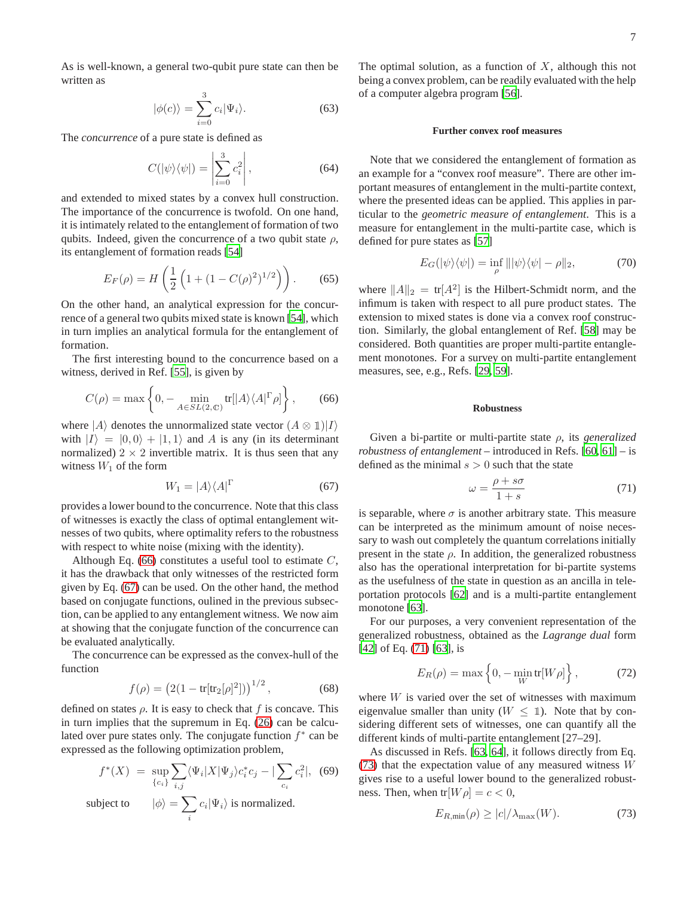As is well-known, a general two-qubit pure state can then be written as

$$|\phi(c)\rangle = \sum_{i=0}^{3} c_i |\Psi_i\rangle. \tag{63}$$

The *concurrence* of a pure state is defined as

$$C(|\psi\rangle\langle\psi|) = \left|\sum_{i=0}^{3} c_i^2\right|, \tag{64}$$

and extended to mixed states by a convex hull construction. The importance of the concurrence is twofold. On one hand, it is intimately related to the entanglement of formation of two qubits. Indeed, given the concurrence of a two qubit state $\rho$, its entanglement of formation reads [54]

$$E_F(\rho) = H\left(\frac{1}{2}\left(1 + (1 - C(\rho)^2)^{1/2}\right)\right). \tag{65}$$

On the other hand, an analytical expression for the concurrence of a general two qubits mixed state is known [54], which in turn implies an analytical formula for the entanglement of formation.

The first interesting bound to the concurrence based on a witness, derived in Ref. [55], is given by

$$C(\rho) = \max\left\{0, -\min_{A \in SL(2,\mathbb{C})} \mathrm{tr}[|A\rangle\langle A|^{\Gamma}\rho]\right\}, \tag{66}$$

where $|A\rangle$ denotes the unnormalized state vector $(A \otimes \mathbb{1})|I\rangle$ with $|I\rangle = |0,0\rangle + |1,1\rangle$ and $A$ is any (in its determinant normalized) $2 \times 2$ invertible matrix. It is thus seen that any witness $W_1$ of the form

$$W_1 = |A\rangle\langle A|^{\Gamma} \tag{67}$$

provides a lower bound to the concurrence. Note that this class of witnesses is exactly the class of optimal entanglement witnesses of two qubits, where optimality refers to the robustness with respect to white noise (mixing with the identity).

Although Eq. (66) constitutes a useful tool to estimate $C$, it has the drawback that only witnesses of the restricted form given by Eq. (67) can be used. On the other hand, the method based on conjugate functions, oulined in the previous subsection, can be applied to any entanglement witness. We now aim at showing that the conjugate function of the concurrence can be evaluated analytically.

The concurrence can be expressed as the convex-hull of the function

$$f(\rho) = \left(2(1 - \mathrm{tr}[\mathrm{tr}_2[\rho]^2])\right)^{1/2}, \tag{68}$$

defined on states $\rho$. It is easy to check that $f$ is concave. This in turn implies that the supremum in Eq. (26) can be calculated over pure states only. The conjugate function $f^*$ can be expressed as the following optimization problem,

$$f^*(X) = \sup_{\{c_i\}} \sum_{i,j} \langle\Psi_i|X|\Psi_j\rangle c_i^* c_j - |\sum_{c_i} c_i^2|, \tag{69}$$

$$\text{subject to} \qquad |\phi\rangle = \sum_i c_i|\Psi_i\rangle \text{ is normalized.}$$

The optimal solution, as a function of $X$, although this not being a convex problem, can be readily evaluated with the help of a computer algebra program [56].

### Further convex roof measures

Note that we considered the entanglement of formation as an example for a "convex roof measure". There are other important measures of entanglement in the multi-partite context, where the presented ideas can be applied. This applies in particular to the *geometric measure of entanglement*. This is a measure for entanglement in the multi-partite case, which is defined for pure states as [57]

$$E_G(|\psi\rangle\langle\psi|) = \inf_{\rho} \| |\psi\rangle\langle\psi| - \rho\|_2, \tag{70}$$

where $\|A\|_2 = \mathrm{tr}[A^2]$ is the Hilbert-Schmidt norm, and the infimum is taken with respect to all pure product states. The extension to mixed states is done via a convex roof construction. Similarly, the global entanglement of Ref. [58] may be considered. Both quantities are proper multi-partite entanglement monotones. For a survey on multi-partite entanglement measures, see, e.g., Refs. [29, 59].

### Robustness

Given a bi-partite or multi-partite state $\rho$, its *generalized robustness of entanglement* – introduced in Refs. [60, 61] – is defined as the minimal $s > 0$ such that the state

$$\omega = \frac{\rho + s\sigma}{1 + s} \tag{71}$$

is separable, where $\sigma$ is another arbitrary state. This measure can be interpreted as the minimum amount of noise necessary to wash out completely the quantum correlations initially present in the state $\rho$. In addition, the generalized robustness also has the operational interpretation for bi-partite systems as the usefulness of the state in question as an ancilla in teleportation protocols [62] and is a multi-partite entanglement monotone [63].

For our purposes, a very convenient representation of the generalized robustness, obtained as the *Lagrange dual* form [42] of Eq. (71) [63], is

$$E_R(\rho) = \max\left\{0, -\min_W \mathrm{tr}[W\rho]\right\}, \tag{72}$$

where $W$ is varied over the set of witnesses with maximum eigenvalue smaller than unity ($W \leq \mathbb{1}$). Note that by considering different sets of witnesses, one can quantify all the different kinds of multi-partite entanglement [27–29].

As discussed in Refs. [63, 64], it follows directly from Eq. (73) that the expectation value of any measured witness $W$ gives rise to a useful lower bound to the generalized robustness. Then, when $\mathrm{tr}[W\rho] = c < 0$,

$$E_{R,\min}(\rho) \geq |c|/\lambda_{\max}(W). \tag{73}$$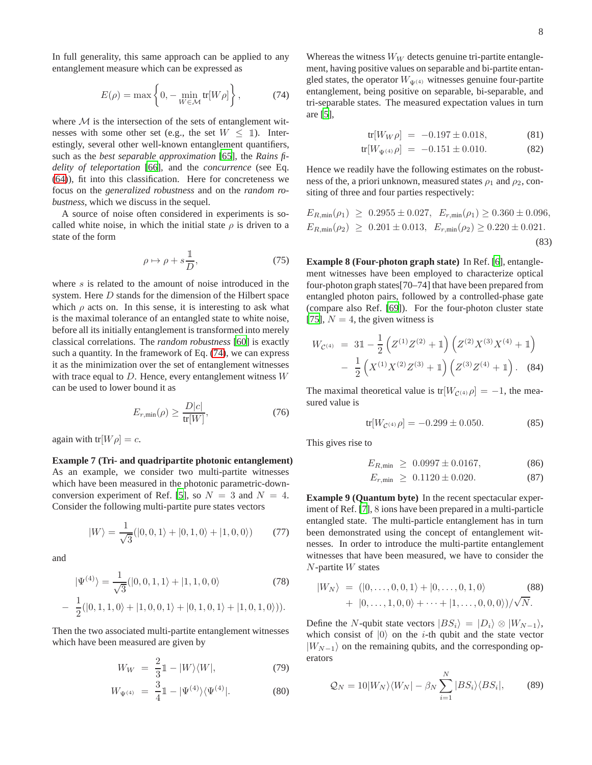In full generality, this same approach can be applied to any entanglement measure which can be expressed as

$$E(\rho) = \max\left\{0, -\min_{W\in\mathcal{M}} \mathrm{tr}[W\rho]\right\}, \tag{74}$$

where $\mathcal{M}$ is the intersection of the sets of entanglement witnesses with some other set (e.g., the set $W \leq \mathbb{1}$). Interestingly, several other well-known entanglement quantifiers, such as the *best separable approximation* [65], the *Rains fidelity of teleportation* [66], and the *concurrence* (see Eq. (64)), fit into this classification. Here for concreteness we focus on the *generalized robustness* and on the *random robustness*, which we discuss in the sequel.

A source of noise often considered in experiments is so-called white noise, in which the initial state $\rho$ is driven to a state of the form

$$\rho \mapsto \rho + s\frac{\mathbb{1}}{D}, \tag{75}$$

where $s$ is related to the amount of noise introduced in the system. Here $D$ stands for the dimension of the Hilbert space which $\rho$ acts on. In this sense, it is interesting to ask what is the maximal tolerance of an entangled state to white noise, before all its initially entanglement is transformed into merely classical correlations. The *random robustness* [60] is exactly such a quantity. In the framework of Eq. (74), we can express it as the minimization over the set of entanglement witnesses with trace equal to $D$. Hence, every entanglement witness $W$ can be used to lower bound it as

$$E_{r,\min}(\rho) \geq \frac{D|c|}{\mathrm{tr}[W]}, \tag{76}$$

again with $\mathrm{tr}[W\rho] = c$.

**Example 7 (Tri- and quadripartite photonic entanglement)** As an example, we consider two multi-partite witnesses which have been measured in the photonic parametric-down-conversion experiment of Ref. [5], so $N = 3$ and $N = 4$. Consider the following multi-partite pure states vectors

$$|W\rangle = \frac{1}{\sqrt{3}}(|0,0,1\rangle + |0,1,0\rangle + |1,0,0\rangle) \tag{77}$$

and

$$|\Psi^{(4)}\rangle = \frac{1}{\sqrt{3}}(|0,0,1,1\rangle + |1,1,0,0\rangle \tag{78}$$
$$- \frac{1}{2}(|0,1,1,0\rangle + |1,0,0,1\rangle + |0,1,0,1\rangle + |1,0,1,0\rangle)).$$

Then the two associated multi-partite entanglement witnesses which have been measured are given by

$$W_W = \frac{2}{3}\mathbb{1} - |W\rangle\langle W|, \tag{79}$$
$$W_{\Psi^{(4)}} = \frac{3}{4}\mathbb{1} - |\Psi^{(4)}\rangle\langle\Psi^{(4)}|. \tag{80}$$

Whereas the witness $W_W$ detects genuine tri-partite entanglement, having positive values on separable and bi-partite entangled states, the operator $W_{\Psi^{(4)}}$ witnesses genuine four-partite entanglement, being positive on separable, bi-separable, and tri-separable states. The measured expectation values in turn are [5],

$$\mathrm{tr}[W_W\rho] = -0.197 \pm 0.018, \tag{81}$$
$$\mathrm{tr}[W_{\Psi^{(4)}}\rho] = -0.151 \pm 0.010. \tag{82}$$

Hence we readily have the following estimates on the robustness of the, a priori unknown, measured states $\rho_1$ and $\rho_2$, consiting of three and four parties respectively:

$$E_{R,\min}(\rho_1) \geq 0.2955 \pm 0.027, \quad E_{r,\min}(\rho_1) \geq 0.360 \pm 0.096,$$
$$E_{R,\min}(\rho_2) \geq 0.201 \pm 0.013, \quad E_{r,\min}(\rho_2) \geq 0.220 \pm 0.021. \tag{83}$$

**Example 8 (Four-photon graph state)** In Ref. [6], entanglement witnesses have been employed to characterize optical four-photon graph states[70–74] that have been prepared from entangled photon pairs, followed by a controlled-phase gate (compare also Ref. [69]). For the four-photon cluster state [75], $N = 4$, the given witness is

$$W_{\mathcal{C}^{(4)}} = 3\mathbb{1} - \frac{1}{2}\left(Z^{(1)}Z^{(2)} + \mathbb{1}\right)\left(Z^{(2)}X^{(3)}X^{(4)} + \mathbb{1}\right)$$
$$- \frac{1}{2}\left(X^{(1)}X^{(2)}Z^{(3)} + \mathbb{1}\right)\left(Z^{(3)}Z^{(4)} + \mathbb{1}\right). \tag{84}$$

The maximal theoretical value is $\mathrm{tr}[W_{\mathcal{C}^{(4)}}\rho] = -1$, the measured value is

$$\mathrm{tr}[W_{\mathcal{C}^{(4)}}\rho] = -0.299 \pm 0.050. \tag{85}$$

This gives rise to

$$E_{R,\min} \geq 0.0997 \pm 0.0167, \tag{86}$$
$$E_{r,\min} \geq 0.1120 \pm 0.020. \tag{87}$$

**Example 9 (Quantum byte)** In the recent spectacular experiment of Ref. [7], 8 ions have been prepared in a multi-particle entangled state. The multi-particle entanglement has in turn been demonstrated using the concept of entanglement witnesses. In order to introduce the multi-partite entanglement witnesses that have been measured, we have to consider the $N$-partite $W$ states

$$|W_N\rangle = (|0,\ldots,0,0,1\rangle + |0,\ldots,0,1,0\rangle \tag{88}$$
$$+ |0,\ldots,1,0,0\rangle + \cdots + |1,\ldots,0,0,0\rangle)/\sqrt{N}.$$

Define the $N$-qubit state vectors $|BS_i\rangle = |D_i\rangle \otimes |W_{N-1}\rangle$, which consist of $|0\rangle$ on the $i$-th qubit and the state vector $|W_{N-1}\rangle$ on the remaining qubits, and the corresponding operators

$$\mathcal{Q}_N = 10|W_N\rangle\langle W_N| - \beta_N \sum_{i=1}^{N} |BS_i\rangle\langle BS_i|, \tag{89}$$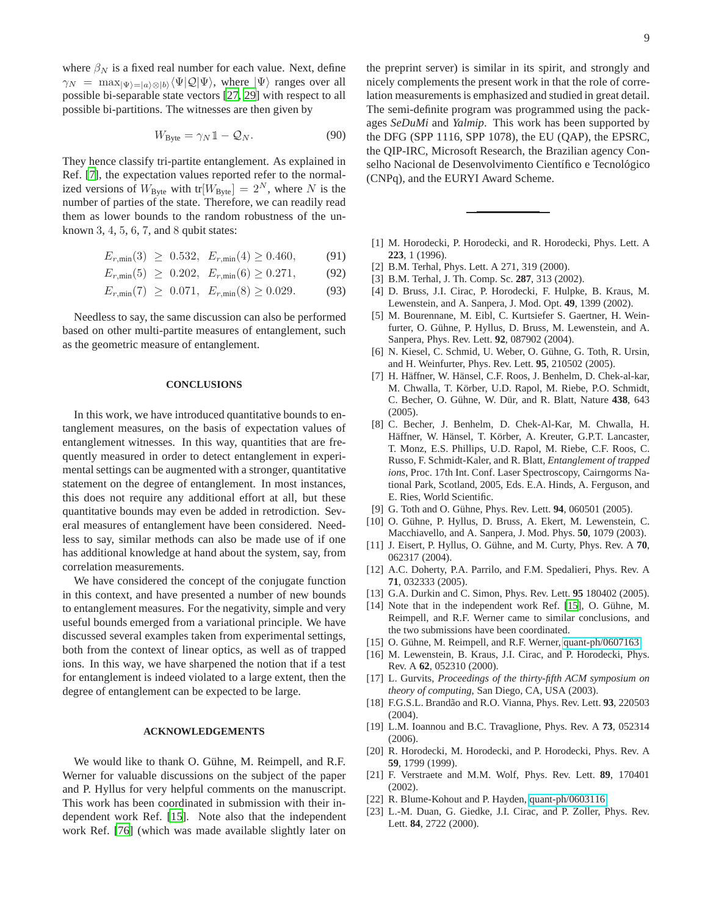where $\beta_N$ is a fixed real number for each value. Next, define $\gamma_N = \max_{|\Psi\rangle = |a\rangle\otimes|b\rangle} \langle\Psi|\mathcal{Q}|\Psi\rangle$, where $|\Psi\rangle$ ranges over all possible bi-separable state vectors [27, 29] with respect to all possible bi-partitions. The witnesses are then given by

$$W_{\text{Byte}} = \gamma_N \mathbb{1} - \mathcal{Q}_N. \tag{90}$$

They hence classify tri-partite entanglement. As explained in Ref. [7], the expectation values reported refer to the normalized versions of $W_{\text{Byte}}$ with $\text{tr}[W_{\text{Byte}}] = 2^N$, where $N$ is the number of parties of the state. Therefore, we can readily read them as lower bounds to the random robustness of the unknown 3, 4, 5, 6, 7, and 8 qubit states:

$$E_{r,\min}(3) \geq 0.532, \quad E_{r,\min}(4) \geq 0.460, \tag{91}$$

$$E_{r,\min}(5) \geq 0.202, \quad E_{r,\min}(6) \geq 0.271, \tag{92}$$

$$E_{r,\min}(7) \geq 0.071, \quad E_{r,\min}(8) \geq 0.029. \tag{93}$$

Needless to say, the same discussion can also be performed based on other multi-partite measures of entanglement, such as the geometric measure of entanglement.

## CONCLUSIONS

In this work, we have introduced quantitative bounds to entanglement measures, on the basis of expectation values of entanglement witnesses. In this way, quantities that are frequently measured in order to detect entanglement in experimental settings can be augmented with a stronger, quantitative statement on the degree of entanglement. In most instances, this does not require any additional effort at all, but these quantitative bounds may even be added in retrodiction. Several measures of entanglement have been considered. Needless to say, similar methods can also be made use of if one has additional knowledge at hand about the system, say, from correlation measurements.

We have considered the concept of the conjugate function in this context, and have presented a number of new bounds to entanglement measures. For the negativity, simple and very useful bounds emerged from a variational principle. We have discussed several examples taken from experimental settings, both from the context of linear optics, as well as of trapped ions. In this way, we have sharpened the notion that if a test for entanglement is indeed violated to a large extent, then the degree of entanglement can be expected to be large.

## ACKNOWLEDGEMENTS

We would like to thank O. Gühne, M. Reimpell, and R.F. Werner for valuable discussions on the subject of the paper and P. Hyllus for very helpful comments on the manuscript. This work has been coordinated in submission with their independent work Ref. [15]. Note also that the independent work Ref. [76] (which was made available slightly later on the preprint server) is similar in its spirit, and strongly and nicely complements the present work in that the role of correlation measurements is emphasized and studied in great detail. The semi-definite program was programmed using the packages *SeDuMi* and *Yalmip*. This work has been supported by the DFG (SPP 1116, SPP 1078), the EU (QAP), the EPSRC, the QIP-IRC, Microsoft Research, the Brazilian agency Conselho Nacional de Desenvolvimento Científico e Tecnológico (CNPq), and the EURYI Award Scheme.

---

[1] M. Horodecki, P. Horodecki, and R. Horodecki, Phys. Lett. A **223**, 1 (1996).
[2] B.M. Terhal, Phys. Lett. A 271, 319 (2000).
[3] B.M. Terhal, J. Th. Comp. Sc. **287**, 313 (2002).
[4] D. Bruss, J.I. Cirac, P. Horodecki, F. Hulpke, B. Kraus, M. Lewenstein, and A. Sanpera, J. Mod. Opt. **49**, 1399 (2002).
[5] M. Bourennane, M. Eibl, C. Kurtsiefer S. Gaertner, H. Weinfurter, O. Gühne, P. Hyllus, D. Bruss, M. Lewenstein, and A. Sanpera, Phys. Rev. Lett. **92**, 087902 (2004).
[6] N. Kiesel, C. Schmid, U. Weber, O. Gühne, G. Toth, R. Ursin, and H. Weinfurter, Phys. Rev. Lett. **95**, 210502 (2005).
[7] H. Häffner, W. Hänsel, C.F. Roos, J. Benhelm, D. Chek-al-kar, M. Chwalla, T. Körber, U.D. Rapol, M. Riebe, P.O. Schmidt, C. Becher, O. Gühne, W. Dür, and R. Blatt, Nature **438**, 643 (2005).
[8] C. Becher, J. Benhelm, D. Chek-Al-Kar, M. Chwalla, H. Häffner, W. Hänsel, T. Körber, A. Kreuter, G.P.T. Lancaster, T. Monz, E.S. Phillips, U.D. Rapol, M. Riebe, C.F. Roos, C. Russo, F. Schmidt-Kaler, and R. Blatt, *Entanglement of trapped ions*, Proc. 17th Int. Conf. Laser Spectroscopy, Cairngorms National Park, Scotland, 2005, Eds. E.A. Hinds, A. Ferguson, and E. Ries, World Scientific.
[9] G. Toth and O. Gühne, Phys. Rev. Lett. **94**, 060501 (2005).
[10] O. Gühne, P. Hyllus, D. Bruss, A. Ekert, M. Lewenstein, C. Macchiavello, and A. Sanpera, J. Mod. Phys. **50**, 1079 (2003).
[11] J. Eisert, P. Hyllus, O. Gühne, and M. Curty, Phys. Rev. A **70**, 062317 (2004).
[12] A.C. Doherty, P.A. Parrilo, and F.M. Spedalieri, Phys. Rev. A **71**, 032333 (2005).
[13] G.A. Durkin and C. Simon, Phys. Rev. Lett. **95** 180402 (2005).
[14] Note that in the independent work Ref. [15], O. Gühne, M. Reimpell, and R.F. Werner came to similar conclusions, and the two submissions have been coordinated.
[15] O. Gühne, M. Reimpell, and R.F. Werner, quant-ph/0607163.
[16] M. Lewenstein, B. Kraus, J.I. Cirac, and P. Horodecki, Phys. Rev. A **62**, 052310 (2000).
[17] L. Gurvits, *Proceedings of the thirty-fifth ACM symposium on theory of computing*, San Diego, CA, USA (2003).
[18] F.G.S.L. Brandão and R.O. Vianna, Phys. Rev. Lett. **93**, 220503 (2004).
[19] L.M. Ioannou and B.C. Travaglione, Phys. Rev. A **73**, 052314 (2006).
[20] R. Horodecki, M. Horodecki, and P. Horodecki, Phys. Rev. A **59**, 1799 (1999).
[21] F. Verstraete and M.M. Wolf, Phys. Rev. Lett. **89**, 170401 (2002).
[22] R. Blume-Kohout and P. Hayden, quant-ph/0603116.
[23] L.-M. Duan, G. Giedke, J.I. Cirac, and P. Zoller, Phys. Rev. Lett. **84**, 2722 (2000).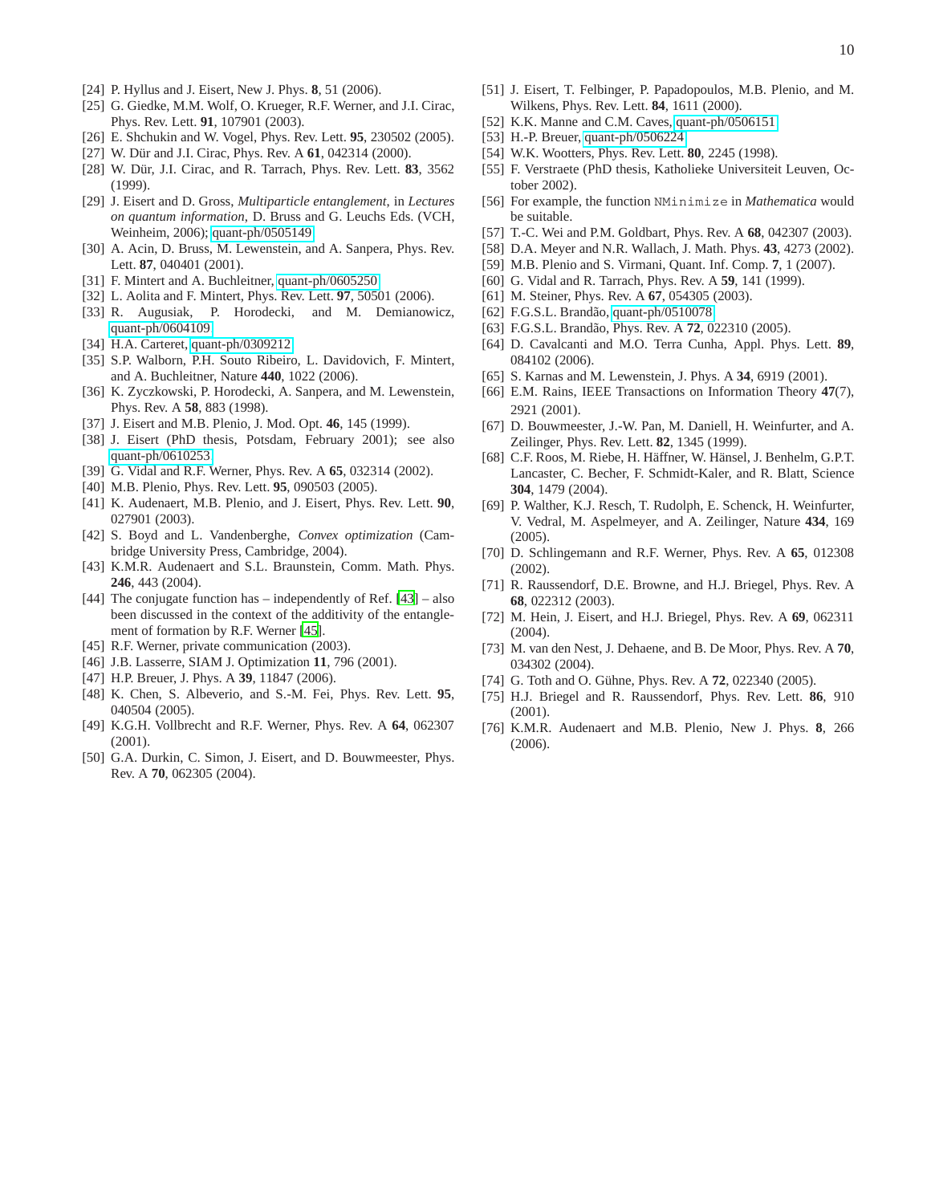[24] P. Hyllus and J. Eisert, New J. Phys. **8**, 51 (2006).
[25] G. Giedke, M.M. Wolf, O. Krueger, R.F. Werner, and J.I. Cirac, Phys. Rev. Lett. **91**, 107901 (2003).
[26] E. Shchukin and W. Vogel, Phys. Rev. Lett. **95**, 230502 (2005).
[27] W. Dür and J.I. Cirac, Phys. Rev. A **61**, 042314 (2000).
[28] W. Dür, J.I. Cirac, and R. Tarrach, Phys. Rev. Lett. **83**, 3562 (1999).
[29] J. Eisert and D. Gross, *Multiparticle entanglement*, in *Lectures on quantum information*, D. Bruss and G. Leuchs Eds. (VCH, Weinheim, 2006); quant-ph/0505149.
[30] A. Acin, D. Bruss, M. Lewenstein, and A. Sanpera, Phys. Rev. Lett. **87**, 040401 (2001).
[31] F. Mintert and A. Buchleitner, quant-ph/0605250.
[32] L. Aolita and F. Mintert, Phys. Rev. Lett. **97**, 50501 (2006).
[33] R. Augusiak, P. Horodecki, and M. Demianowicz, quant-ph/0604109.
[34] H.A. Carteret, quant-ph/0309212.
[35] S.P. Walborn, P.H. Souto Ribeiro, L. Davidovich, F. Mintert, and A. Buchleitner, Nature **440**, 1022 (2006).
[36] K. Zyczkowski, P. Horodecki, A. Sanpera, and M. Lewenstein, Phys. Rev. A **58**, 883 (1998).
[37] J. Eisert and M.B. Plenio, J. Mod. Opt. **46**, 145 (1999).
[38] J. Eisert (PhD thesis, Potsdam, February 2001); see also quant-ph/0610253.
[39] G. Vidal and R.F. Werner, Phys. Rev. A **65**, 032314 (2002).
[40] M.B. Plenio, Phys. Rev. Lett. **95**, 090503 (2005).
[41] K. Audenaert, M.B. Plenio, and J. Eisert, Phys. Rev. Lett. **90**, 027901 (2003).
[42] S. Boyd and L. Vandenberghe, *Convex optimization* (Cambridge University Press, Cambridge, 2004).
[43] K.M.R. Audenaert and S.L. Braunstein, Comm. Math. Phys. **246**, 443 (2004).
[44] The conjugate function has – independently of Ref. [43] – also been discussed in the context of the additivity of the entanglement of formation by R.F. Werner [45].
[45] R.F. Werner, private communication (2003).
[46] J.B. Lasserre, SIAM J. Optimization **11**, 796 (2001).
[47] H.P. Breuer, J. Phys. A **39**, 11847 (2006).
[48] K. Chen, S. Albeverio, and S.-M. Fei, Phys. Rev. Lett. **95**, 040504 (2005).
[49] K.G.H. Vollbrecht and R.F. Werner, Phys. Rev. A **64**, 062307 (2001).
[50] G.A. Durkin, C. Simon, J. Eisert, and D. Bouwmeester, Phys. Rev. A **70**, 062305 (2004).
[51] J. Eisert, T. Felbinger, P. Papadopoulos, M.B. Plenio, and M. Wilkens, Phys. Rev. Lett. **84**, 1611 (2000).
[52] K.K. Manne and C.M. Caves, quant-ph/0506151.
[53] H.-P. Breuer, quant-ph/0506224.
[54] W.K. Wootters, Phys. Rev. Lett. **80**, 2245 (1998).
[55] F. Verstraete (PhD thesis, Katholieke Universiteit Leuven, October 2002).
[56] For example, the function `NMinimize` in *Mathematica* would be suitable.
[57] T.-C. Wei and P.M. Goldbart, Phys. Rev. A **68**, 042307 (2003).
[58] D.A. Meyer and N.R. Wallach, J. Math. Phys. **43**, 4273 (2002).
[59] M.B. Plenio and S. Virmani, Quant. Inf. Comp. **7**, 1 (2007).
[60] G. Vidal and R. Tarrach, Phys. Rev. A **59**, 141 (1999).
[61] M. Steiner, Phys. Rev. A **67**, 054305 (2003).
[62] F.G.S.L. Brandão, quant-ph/0510078.
[63] F.G.S.L. Brandão, Phys. Rev. A **72**, 022310 (2005).
[64] D. Cavalcanti and M.O. Terra Cunha, Appl. Phys. Lett. **89**, 084102 (2006).
[65] S. Karnas and M. Lewenstein, J. Phys. A **34**, 6919 (2001).
[66] E.M. Rains, IEEE Transactions on Information Theory **47**(7), 2921 (2001).
[67] D. Bouwmeester, J.-W. Pan, M. Daniell, H. Weinfurter, and A. Zeilinger, Phys. Rev. Lett. **82**, 1345 (1999).
[68] C.F. Roos, M. Riebe, H. Häffner, W. Hänsel, J. Benhelm, G.P.T. Lancaster, C. Becher, F. Schmidt-Kaler, and R. Blatt, Science **304**, 1479 (2004).
[69] P. Walther, K.J. Resch, T. Rudolph, E. Schenck, H. Weinfurter, V. Vedral, M. Aspelmeyer, and A. Zeilinger, Nature **434**, 169 (2005).
[70] D. Schlingemann and R.F. Werner, Phys. Rev. A **65**, 012308 (2002).
[71] R. Raussendorf, D.E. Browne, and H.J. Briegel, Phys. Rev. A **68**, 022312 (2003).
[72] M. Hein, J. Eisert, and H.J. Briegel, Phys. Rev. A **69**, 062311 (2004).
[73] M. van den Nest, J. Dehaene, and B. De Moor, Phys. Rev. A **70**, 034302 (2004).
[74] G. Toth and O. Gühne, Phys. Rev. A **72**, 022340 (2005).
[75] H.J. Briegel and R. Raussendorf, Phys. Rev. Lett. **86**, 910 (2001).
[76] K.M.R. Audenaert and M.B. Plenio, New J. Phys. **8**, 266 (2006).